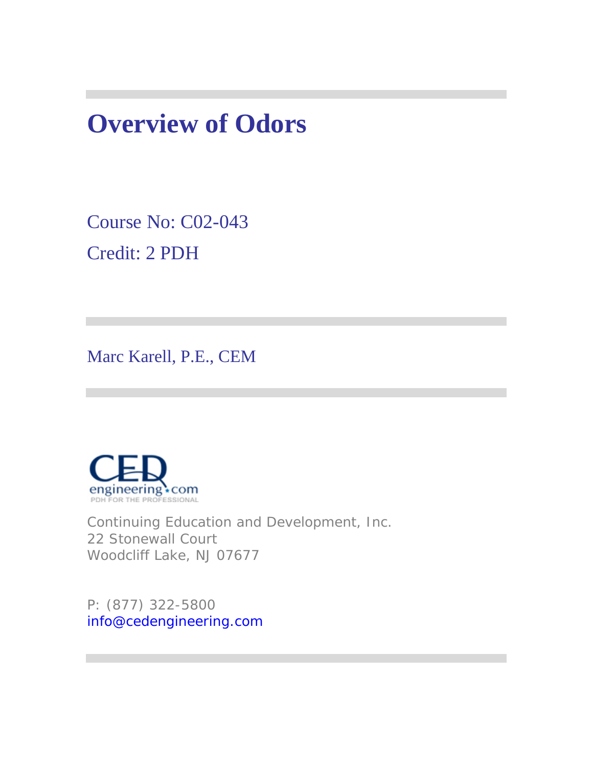# Overview of Odors

Course No: C02-043

Credit: 2 PDH

Marc Karell, P.E., CEM

Continuing Education and Development, Inc.
22 Stonewall Court
Woodcliff Lake, NJ 07677

P: (877) 322-5800
info@cedengineering.com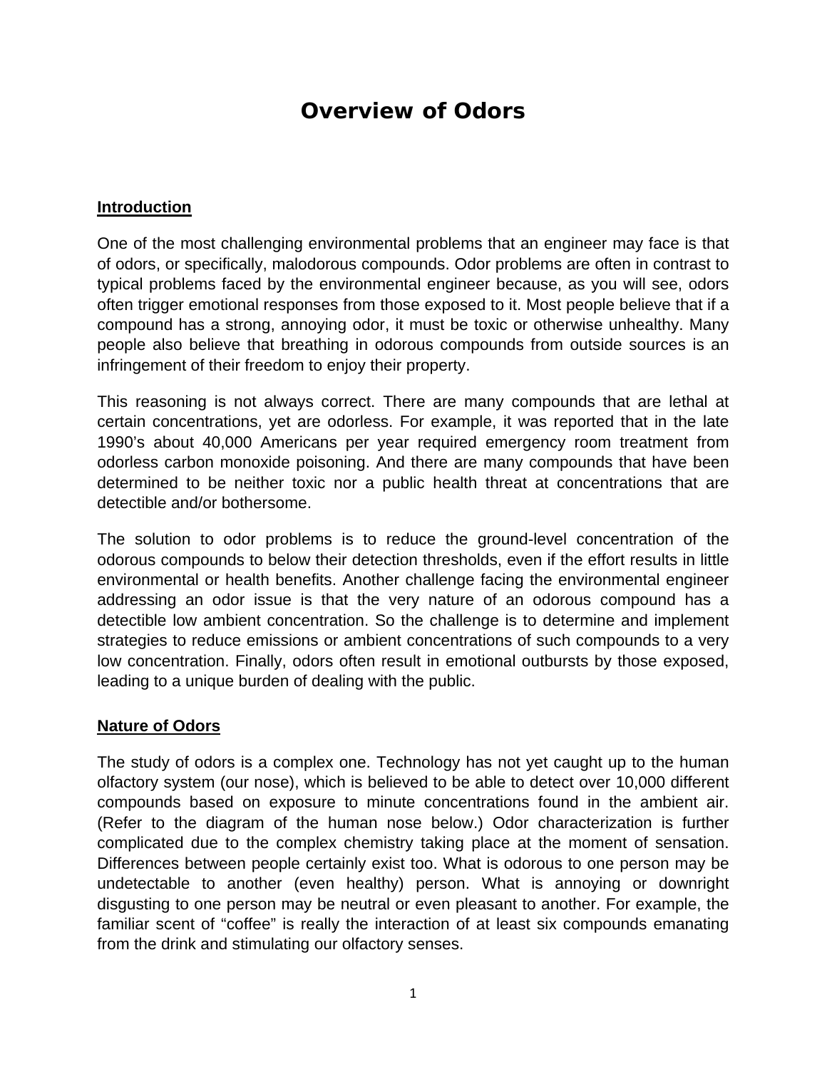# Overview of Odors

## Introduction

One of the most challenging environmental problems that an engineer may face is that of odors, or specifically, malodorous compounds. Odor problems are often in contrast to typical problems faced by the environmental engineer because, as you will see, odors often trigger emotional responses from those exposed to it. Most people believe that if a compound has a strong, annoying odor, it must be toxic or otherwise unhealthy. Many people also believe that breathing in odorous compounds from outside sources is an infringement of their freedom to enjoy their property.

This reasoning is not always correct. There are many compounds that are lethal at certain concentrations, yet are odorless. For example, it was reported that in the late 1990's about 40,000 Americans per year required emergency room treatment from odorless carbon monoxide poisoning. And there are many compounds that have been determined to be neither toxic nor a public health threat at concentrations that are detectible and/or bothersome.

The solution to odor problems is to reduce the ground-level concentration of the odorous compounds to below their detection thresholds, even if the effort results in little environmental or health benefits. Another challenge facing the environmental engineer addressing an odor issue is that the very nature of an odorous compound has a detectible low ambient concentration. So the challenge is to determine and implement strategies to reduce emissions or ambient concentrations of such compounds to a very low concentration. Finally, odors often result in emotional outbursts by those exposed, leading to a unique burden of dealing with the public.

## Nature of Odors

The study of odors is a complex one. Technology has not yet caught up to the human olfactory system (our nose), which is believed to be able to detect over 10,000 different compounds based on exposure to minute concentrations found in the ambient air. (Refer to the diagram of the human nose below.) Odor characterization is further complicated due to the complex chemistry taking place at the moment of sensation. Differences between people certainly exist too. What is odorous to one person may be undetectable to another (even healthy) person. What is annoying or downright disgusting to one person may be neutral or even pleasant to another. For example, the familiar scent of "coffee" is really the interaction of at least six compounds emanating from the drink and stimulating our olfactory senses.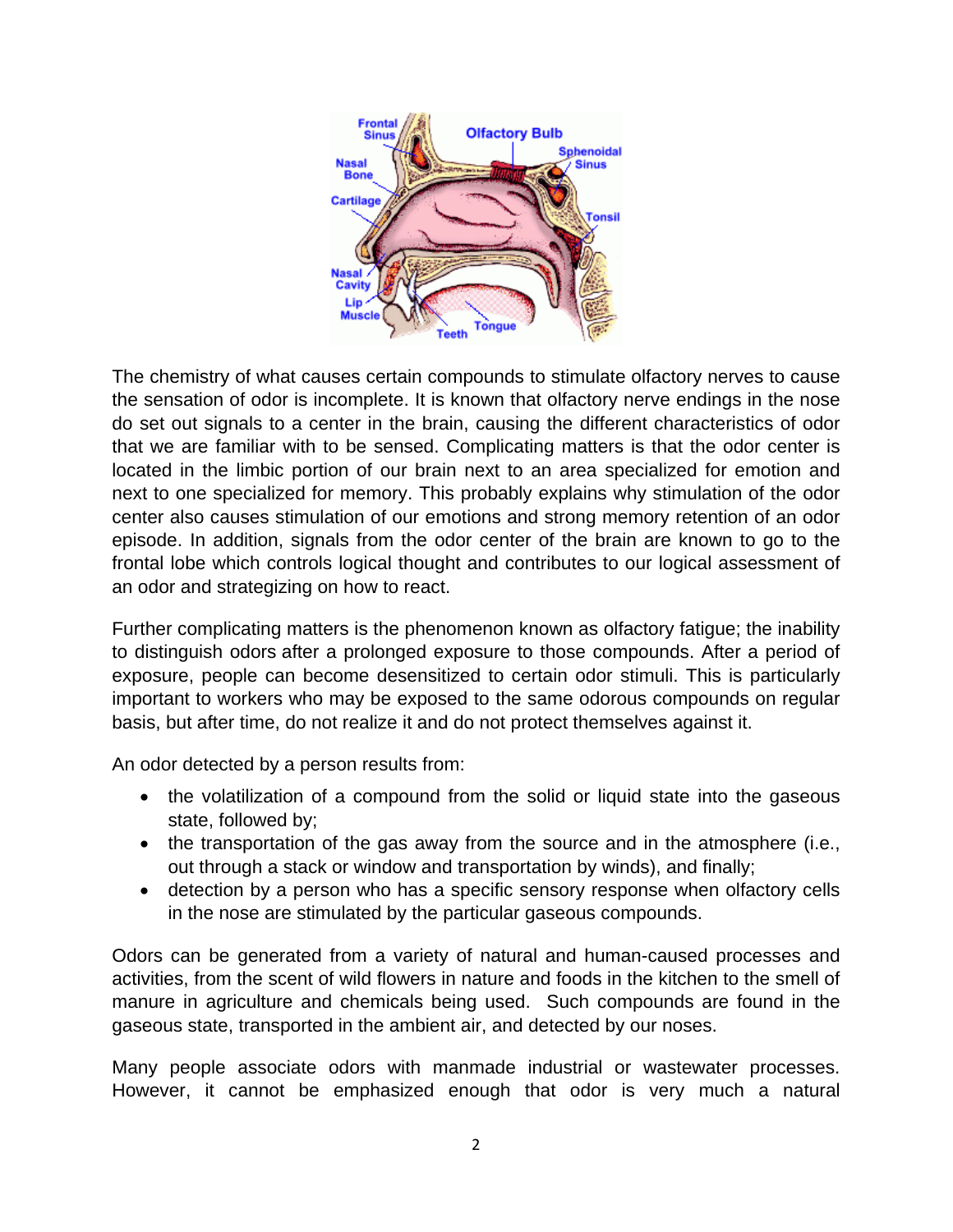The chemistry of what causes certain compounds to stimulate olfactory nerves to cause the sensation of odor is incomplete. It is known that olfactory nerve endings in the nose do set out signals to a center in the brain, causing the different characteristics of odor that we are familiar with to be sensed. Complicating matters is that the odor center is located in the limbic portion of our brain next to an area specialized for emotion and next to one specialized for memory. This probably explains why stimulation of the odor center also causes stimulation of our emotions and strong memory retention of an odor episode. In addition, signals from the odor center of the brain are known to go to the frontal lobe which controls logical thought and contributes to our logical assessment of an odor and strategizing on how to react.

Further complicating matters is the phenomenon known as olfactory fatigue; the inability to distinguish odors after a prolonged exposure to those compounds. After a period of exposure, people can become desensitized to certain odor stimuli. This is particularly important to workers who may be exposed to the same odorous compounds on regular basis, but after time, do not realize it and do not protect themselves against it.

An odor detected by a person results from:

- the volatilization of a compound from the solid or liquid state into the gaseous state, followed by;
- the transportation of the gas away from the source and in the atmosphere (i.e., out through a stack or window and transportation by winds), and finally;
- detection by a person who has a specific sensory response when olfactory cells in the nose are stimulated by the particular gaseous compounds.

Odors can be generated from a variety of natural and human-caused processes and activities, from the scent of wild flowers in nature and foods in the kitchen to the smell of manure in agriculture and chemicals being used. Such compounds are found in the gaseous state, transported in the ambient air, and detected by our noses.

Many people associate odors with manmade industrial or wastewater processes. However, it cannot be emphasized enough that odor is very much a natural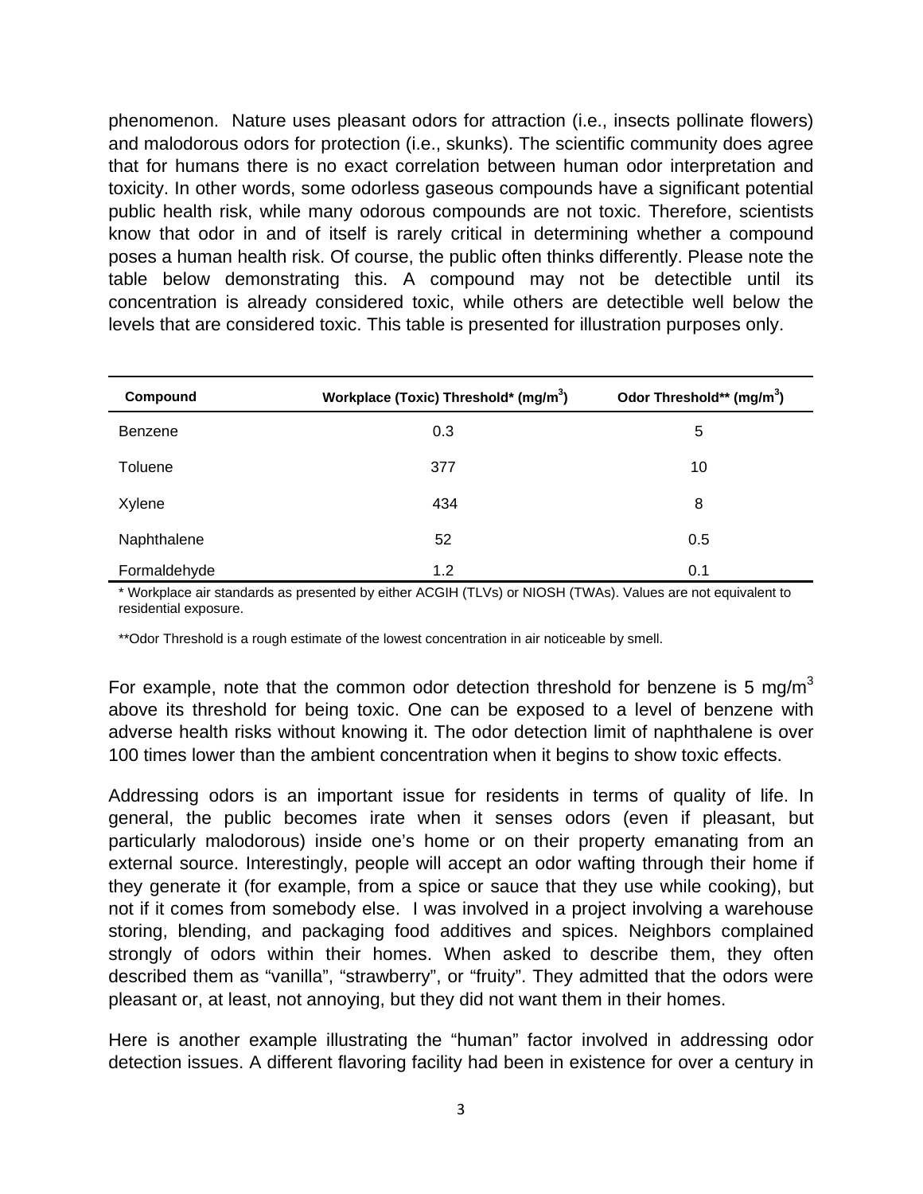phenomenon. Nature uses pleasant odors for attraction (i.e., insects pollinate flowers) and malodorous odors for protection (i.e., skunks). The scientific community does agree that for humans there is no exact correlation between human odor interpretation and toxicity. In other words, some odorless gaseous compounds have a significant potential public health risk, while many odorous compounds are not toxic. Therefore, scientists know that odor in and of itself is rarely critical in determining whether a compound poses a human health risk. Of course, the public often thinks differently. Please note the table below demonstrating this. A compound may not be detectible until its concentration is already considered toxic, while others are detectible well below the levels that are considered toxic. This table is presented for illustration purposes only.

| Compound | Workplace (Toxic) Threshold* ($mg/m^3$) | Odor Threshold** ($mg/m^3$) |
|---|---|---|
| Benzene | 0.3 | 5 |
| Toluene | 377 | 10 |
| Xylene | 434 | 8 |
| Naphthalene | 52 | 0.5 |
| Formaldehyde | 1.2 | 0.1 |

\* Workplace air standards as presented by either ACGIH (TLVs) or NIOSH (TWAs). Values are not equivalent to residential exposure.

\*\*Odor Threshold is a rough estimate of the lowest concentration in air noticeable by smell.

For example, note that the common odor detection threshold for benzene is 5 $mg/m^3$ above its threshold for being toxic. One can be exposed to a level of benzene with adverse health risks without knowing it. The odor detection limit of naphthalene is over 100 times lower than the ambient concentration when it begins to show toxic effects.

Addressing odors is an important issue for residents in terms of quality of life. In general, the public becomes irate when it senses odors (even if pleasant, but particularly malodorous) inside one's home or on their property emanating from an external source. Interestingly, people will accept an odor wafting through their home if they generate it (for example, from a spice or sauce that they use while cooking), but not if it comes from somebody else. I was involved in a project involving a warehouse storing, blending, and packaging food additives and spices. Neighbors complained strongly of odors within their homes. When asked to describe them, they often described them as "vanilla", "strawberry", or "fruity". They admitted that the odors were pleasant or, at least, not annoying, but they did not want them in their homes.

Here is another example illustrating the "human" factor involved in addressing odor detection issues. A different flavoring facility had been in existence for over a century in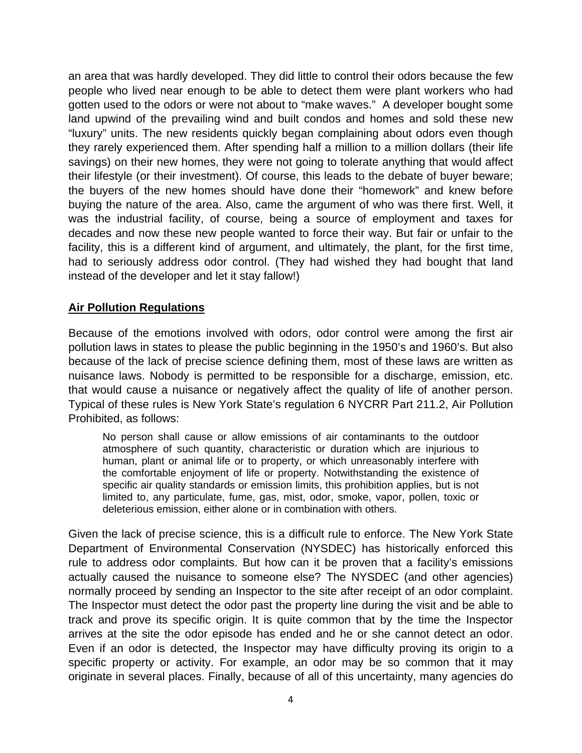an area that was hardly developed. They did little to control their odors because the few people who lived near enough to be able to detect them were plant workers who had gotten used to the odors or were not about to "make waves." A developer bought some land upwind of the prevailing wind and built condos and homes and sold these new "luxury" units. The new residents quickly began complaining about odors even though they rarely experienced them. After spending half a million to a million dollars (their life savings) on their new homes, they were not going to tolerate anything that would affect their lifestyle (or their investment). Of course, this leads to the debate of buyer beware; the buyers of the new homes should have done their "homework" and knew before buying the nature of the area. Also, came the argument of who was there first. Well, it was the industrial facility, of course, being a source of employment and taxes for decades and now these new people wanted to force their way. But fair or unfair to the facility, this is a different kind of argument, and ultimately, the plant, for the first time, had to seriously address odor control. (They had wished they had bought that land instead of the developer and let it stay fallow!)

## Air Pollution Regulations

Because of the emotions involved with odors, odor control were among the first air pollution laws in states to please the public beginning in the 1950's and 1960's. But also because of the lack of precise science defining them, most of these laws are written as nuisance laws. Nobody is permitted to be responsible for a discharge, emission, etc. that would cause a nuisance or negatively affect the quality of life of another person. Typical of these rules is New York State's regulation 6 NYCRR Part 211.2, Air Pollution Prohibited, as follows:

> No person shall cause or allow emissions of air contaminants to the outdoor atmosphere of such quantity, characteristic or duration which are injurious to human, plant or animal life or to property, or which unreasonably interfere with the comfortable enjoyment of life or property. Notwithstanding the existence of specific air quality standards or emission limits, this prohibition applies, but is not limited to, any particulate, fume, gas, mist, odor, smoke, vapor, pollen, toxic or deleterious emission, either alone or in combination with others.

Given the lack of precise science, this is a difficult rule to enforce. The New York State Department of Environmental Conservation (NYSDEC) has historically enforced this rule to address odor complaints. But how can it be proven that a facility's emissions actually caused the nuisance to someone else? The NYSDEC (and other agencies) normally proceed by sending an Inspector to the site after receipt of an odor complaint. The Inspector must detect the odor past the property line during the visit and be able to track and prove its specific origin. It is quite common that by the time the Inspector arrives at the site the odor episode has ended and he or she cannot detect an odor. Even if an odor is detected, the Inspector may have difficulty proving its origin to a specific property or activity. For example, an odor may be so common that it may originate in several places. Finally, because of all of this uncertainty, many agencies do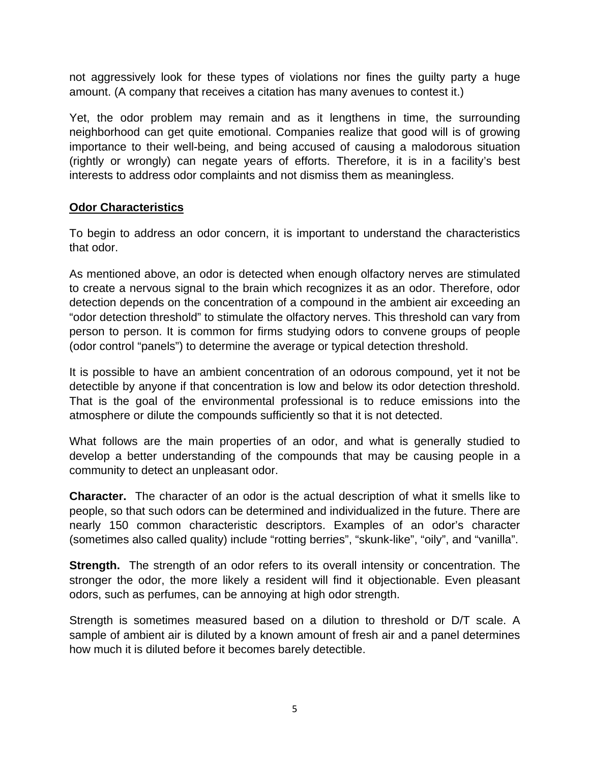not aggressively look for these types of violations nor fines the guilty party a huge amount. (A company that receives a citation has many avenues to contest it.)

Yet, the odor problem may remain and as it lengthens in time, the surrounding neighborhood can get quite emotional. Companies realize that good will is of growing importance to their well-being, and being accused of causing a malodorous situation (rightly or wrongly) can negate years of efforts. Therefore, it is in a facility's best interests to address odor complaints and not dismiss them as meaningless.

## <u>Odor Characteristics</u>

To begin to address an odor concern, it is important to understand the characteristics that odor.

As mentioned above, an odor is detected when enough olfactory nerves are stimulated to create a nervous signal to the brain which recognizes it as an odor. Therefore, odor detection depends on the concentration of a compound in the ambient air exceeding an "odor detection threshold" to stimulate the olfactory nerves. This threshold can vary from person to person. It is common for firms studying odors to convene groups of people (odor control "panels") to determine the average or typical detection threshold.

It is possible to have an ambient concentration of an odorous compound, yet it not be detectible by anyone if that concentration is low and below its odor detection threshold. That is the goal of the environmental professional is to reduce emissions into the atmosphere or dilute the compounds sufficiently so that it is not detected.

What follows are the main properties of an odor, and what is generally studied to develop a better understanding of the compounds that may be causing people in a community to detect an unpleasant odor.

**Character.** The character of an odor is the actual description of what it smells like to people, so that such odors can be determined and individualized in the future. There are nearly 150 common characteristic descriptors. Examples of an odor's character (sometimes also called quality) include "rotting berries", "skunk-like", "oily", and "vanilla".

**Strength.** The strength of an odor refers to its overall intensity or concentration. The stronger the odor, the more likely a resident will find it objectionable. Even pleasant odors, such as perfumes, can be annoying at high odor strength.

Strength is sometimes measured based on a dilution to threshold or D/T scale. A sample of ambient air is diluted by a known amount of fresh air and a panel determines how much it is diluted before it becomes barely detectible.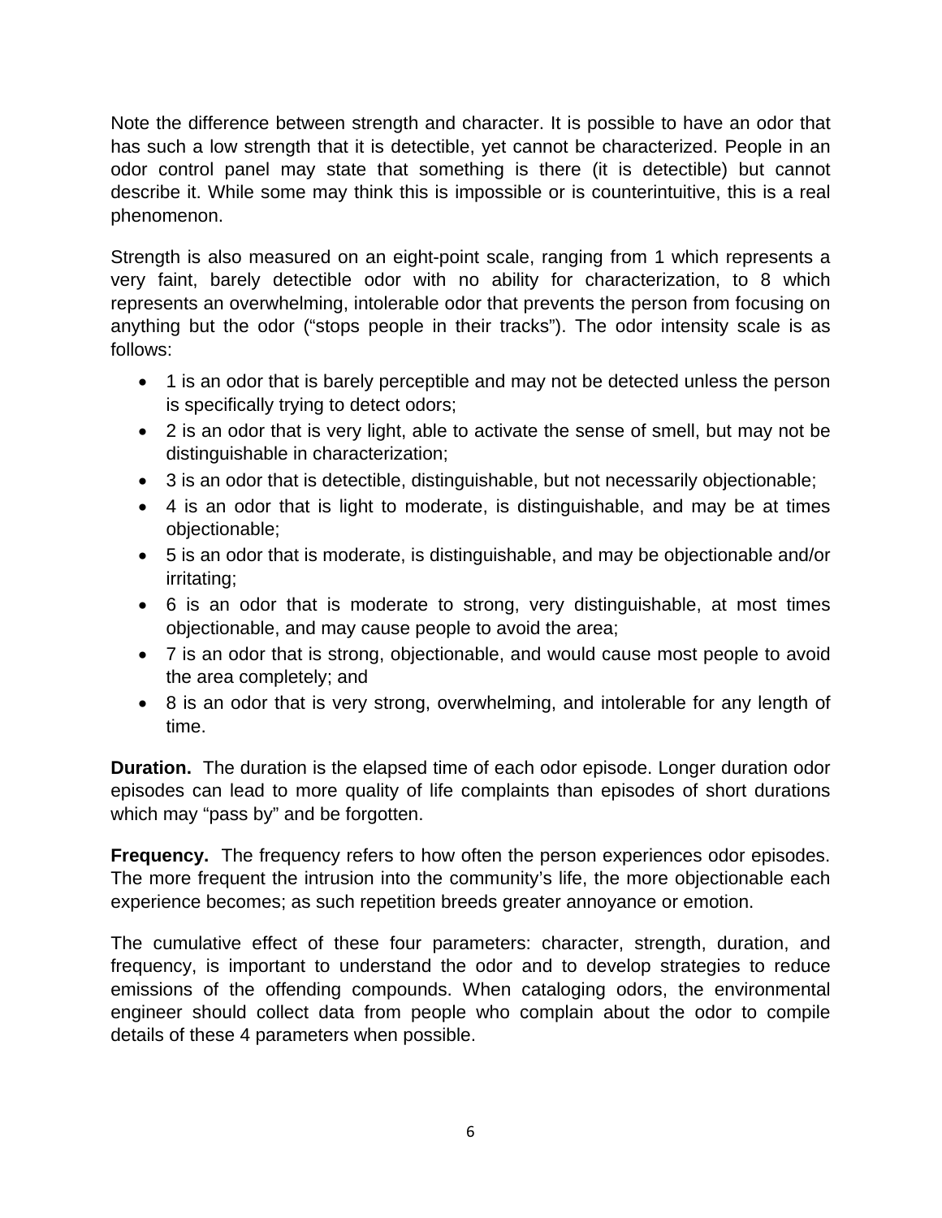Note the difference between strength and character. It is possible to have an odor that has such a low strength that it is detectible, yet cannot be characterized. People in an odor control panel may state that something is there (it is detectible) but cannot describe it. While some may think this is impossible or is counterintuitive, this is a real phenomenon.

Strength is also measured on an eight-point scale, ranging from 1 which represents a very faint, barely detectible odor with no ability for characterization, to 8 which represents an overwhelming, intolerable odor that prevents the person from focusing on anything but the odor ("stops people in their tracks"). The odor intensity scale is as follows:

- 1 is an odor that is barely perceptible and may not be detected unless the person is specifically trying to detect odors;
- 2 is an odor that is very light, able to activate the sense of smell, but may not be distinguishable in characterization;
- 3 is an odor that is detectible, distinguishable, but not necessarily objectionable;
- 4 is an odor that is light to moderate, is distinguishable, and may be at times objectionable;
- 5 is an odor that is moderate, is distinguishable, and may be objectionable and/or irritating;
- 6 is an odor that is moderate to strong, very distinguishable, at most times objectionable, and may cause people to avoid the area;
- 7 is an odor that is strong, objectionable, and would cause most people to avoid the area completely; and
- 8 is an odor that is very strong, overwhelming, and intolerable for any length of time.

**Duration.** The duration is the elapsed time of each odor episode. Longer duration odor episodes can lead to more quality of life complaints than episodes of short durations which may "pass by" and be forgotten.

**Frequency.** The frequency refers to how often the person experiences odor episodes. The more frequent the intrusion into the community's life, the more objectionable each experience becomes; as such repetition breeds greater annoyance or emotion.

The cumulative effect of these four parameters: character, strength, duration, and frequency, is important to understand the odor and to develop strategies to reduce emissions of the offending compounds. When cataloging odors, the environmental engineer should collect data from people who complain about the odor to compile details of these 4 parameters when possible.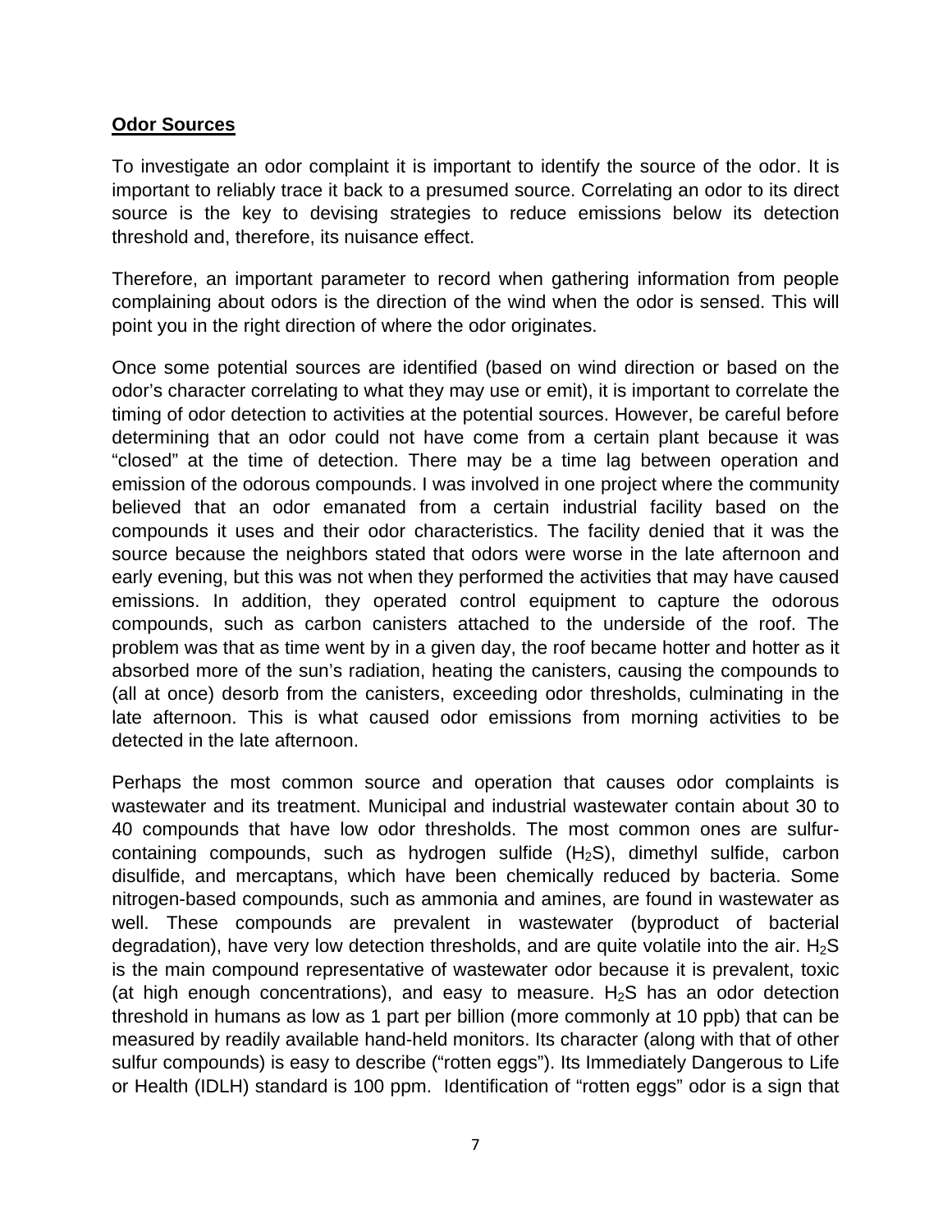## **Odor Sources**

To investigate an odor complaint it is important to identify the source of the odor. It is important to reliably trace it back to a presumed source. Correlating an odor to its direct source is the key to devising strategies to reduce emissions below its detection threshold and, therefore, its nuisance effect.

Therefore, an important parameter to record when gathering information from people complaining about odors is the direction of the wind when the odor is sensed. This will point you in the right direction of where the odor originates.

Once some potential sources are identified (based on wind direction or based on the odor's character correlating to what they may use or emit), it is important to correlate the timing of odor detection to activities at the potential sources. However, be careful before determining that an odor could not have come from a certain plant because it was "closed" at the time of detection. There may be a time lag between operation and emission of the odorous compounds. I was involved in one project where the community believed that an odor emanated from a certain industrial facility based on the compounds it uses and their odor characteristics. The facility denied that it was the source because the neighbors stated that odors were worse in the late afternoon and early evening, but this was not when they performed the activities that may have caused emissions. In addition, they operated control equipment to capture the odorous compounds, such as carbon canisters attached to the underside of the roof. The problem was that as time went by in a given day, the roof became hotter and hotter as it absorbed more of the sun's radiation, heating the canisters, causing the compounds to (all at once) desorb from the canisters, exceeding odor thresholds, culminating in the late afternoon. This is what caused odor emissions from morning activities to be detected in the late afternoon.

Perhaps the most common source and operation that causes odor complaints is wastewater and its treatment. Municipal and industrial wastewater contain about 30 to 40 compounds that have low odor thresholds. The most common ones are sulfur-containing compounds, such as hydrogen sulfide ($H_2S$), dimethyl sulfide, carbon disulfide, and mercaptans, which have been chemically reduced by bacteria. Some nitrogen-based compounds, such as ammonia and amines, are found in wastewater as well. These compounds are prevalent in wastewater (byproduct of bacterial degradation), have very low detection thresholds, and are quite volatile into the air. $H_2S$ is the main compound representative of wastewater odor because it is prevalent, toxic (at high enough concentrations), and easy to measure. $H_2S$ has an odor detection threshold in humans as low as 1 part per billion (more commonly at 10 ppb) that can be measured by readily available hand-held monitors. Its character (along with that of other sulfur compounds) is easy to describe ("rotten eggs"). Its Immediately Dangerous to Life or Health (IDLH) standard is 100 ppm. Identification of "rotten eggs" odor is a sign that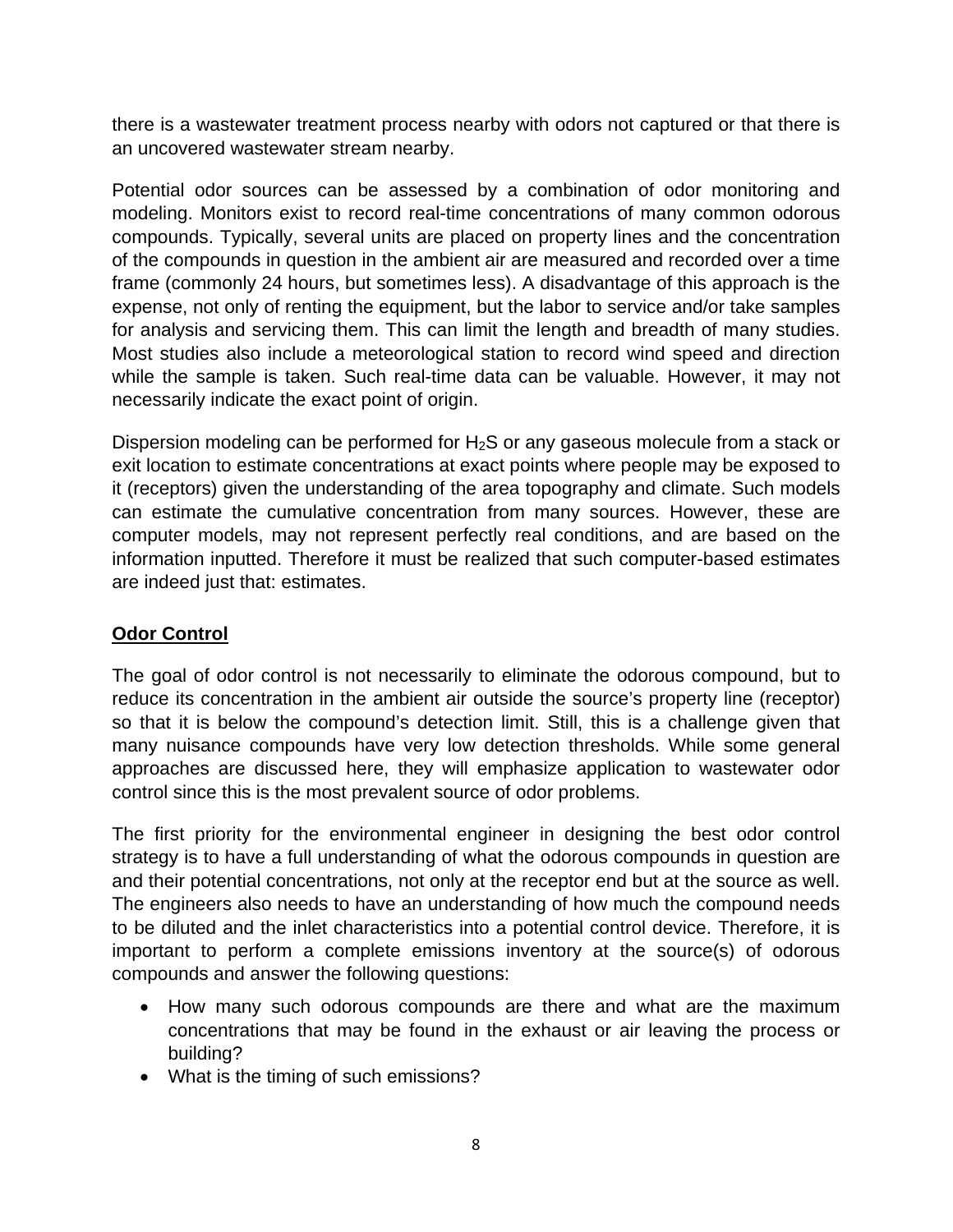there is a wastewater treatment process nearby with odors not captured or that there is an uncovered wastewater stream nearby.

Potential odor sources can be assessed by a combination of odor monitoring and modeling. Monitors exist to record real-time concentrations of many common odorous compounds. Typically, several units are placed on property lines and the concentration of the compounds in question in the ambient air are measured and recorded over a time frame (commonly 24 hours, but sometimes less). A disadvantage of this approach is the expense, not only of renting the equipment, but the labor to service and/or take samples for analysis and servicing them. This can limit the length and breadth of many studies. Most studies also include a meteorological station to record wind speed and direction while the sample is taken. Such real-time data can be valuable. However, it may not necessarily indicate the exact point of origin.

Dispersion modeling can be performed for $H_2S$ or any gaseous molecule from a stack or exit location to estimate concentrations at exact points where people may be exposed to it (receptors) given the understanding of the area topography and climate. Such models can estimate the cumulative concentration from many sources. However, these are computer models, may not represent perfectly real conditions, and are based on the information inputted. Therefore it must be realized that such computer-based estimates are indeed just that: estimates.

## Odor Control

The goal of odor control is not necessarily to eliminate the odorous compound, but to reduce its concentration in the ambient air outside the source's property line (receptor) so that it is below the compound's detection limit. Still, this is a challenge given that many nuisance compounds have very low detection thresholds. While some general approaches are discussed here, they will emphasize application to wastewater odor control since this is the most prevalent source of odor problems.

The first priority for the environmental engineer in designing the best odor control strategy is to have a full understanding of what the odorous compounds in question are and their potential concentrations, not only at the receptor end but at the source as well. The engineers also needs to have an understanding of how much the compound needs to be diluted and the inlet characteristics into a potential control device. Therefore, it is important to perform a complete emissions inventory at the source(s) of odorous compounds and answer the following questions:

- How many such odorous compounds are there and what are the maximum concentrations that may be found in the exhaust or air leaving the process or building?
- What is the timing of such emissions?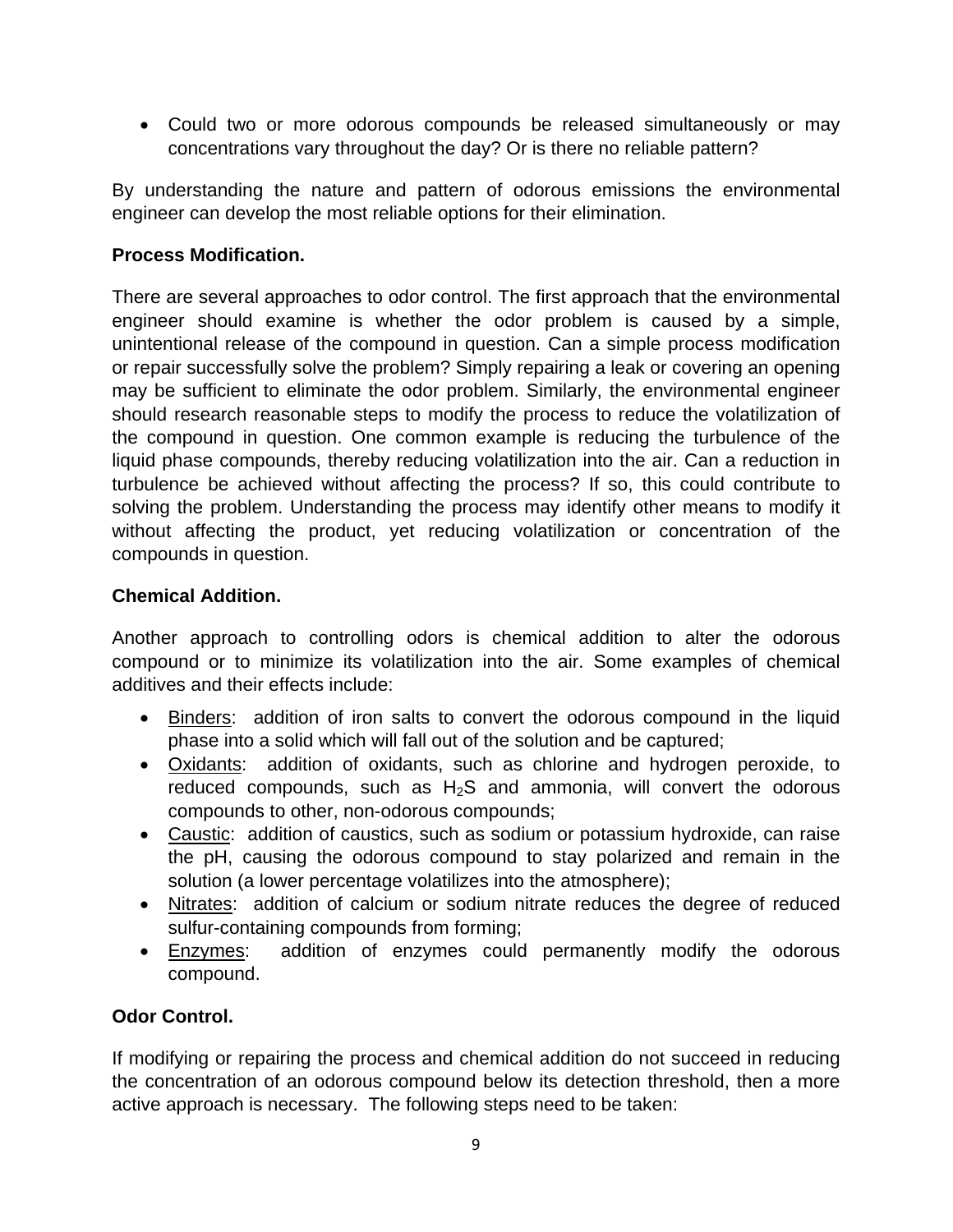- Could two or more odorous compounds be released simultaneously or may concentrations vary throughout the day? Or is there no reliable pattern?

By understanding the nature and pattern of odorous emissions the environmental engineer can develop the most reliable options for their elimination.

**Process Modification.**

There are several approaches to odor control. The first approach that the environmental engineer should examine is whether the odor problem is caused by a simple, unintentional release of the compound in question. Can a simple process modification or repair successfully solve the problem? Simply repairing a leak or covering an opening may be sufficient to eliminate the odor problem. Similarly, the environmental engineer should research reasonable steps to modify the process to reduce the volatilization of the compound in question. One common example is reducing the turbulence of the liquid phase compounds, thereby reducing volatilization into the air. Can a reduction in turbulence be achieved without affecting the process? If so, this could contribute to solving the problem. Understanding the process may identify other means to modify it without affecting the product, yet reducing volatilization or concentration of the compounds in question.

**Chemical Addition.**

Another approach to controlling odors is chemical addition to alter the odorous compound or to minimize its volatilization into the air. Some examples of chemical additives and their effects include:

- Binders: addition of iron salts to convert the odorous compound in the liquid phase into a solid which will fall out of the solution and be captured;
- Oxidants: addition of oxidants, such as chlorine and hydrogen peroxide, to reduced compounds, such as $H_2S$ and ammonia, will convert the odorous compounds to other, non-odorous compounds;
- Caustic: addition of caustics, such as sodium or potassium hydroxide, can raise the pH, causing the odorous compound to stay polarized and remain in the solution (a lower percentage volatilizes into the atmosphere);
- Nitrates: addition of calcium or sodium nitrate reduces the degree of reduced sulfur-containing compounds from forming;
- Enzymes: addition of enzymes could permanently modify the odorous compound.

**Odor Control.**

If modifying or repairing the process and chemical addition do not succeed in reducing the concentration of an odorous compound below its detection threshold, then a more active approach is necessary. The following steps need to be taken: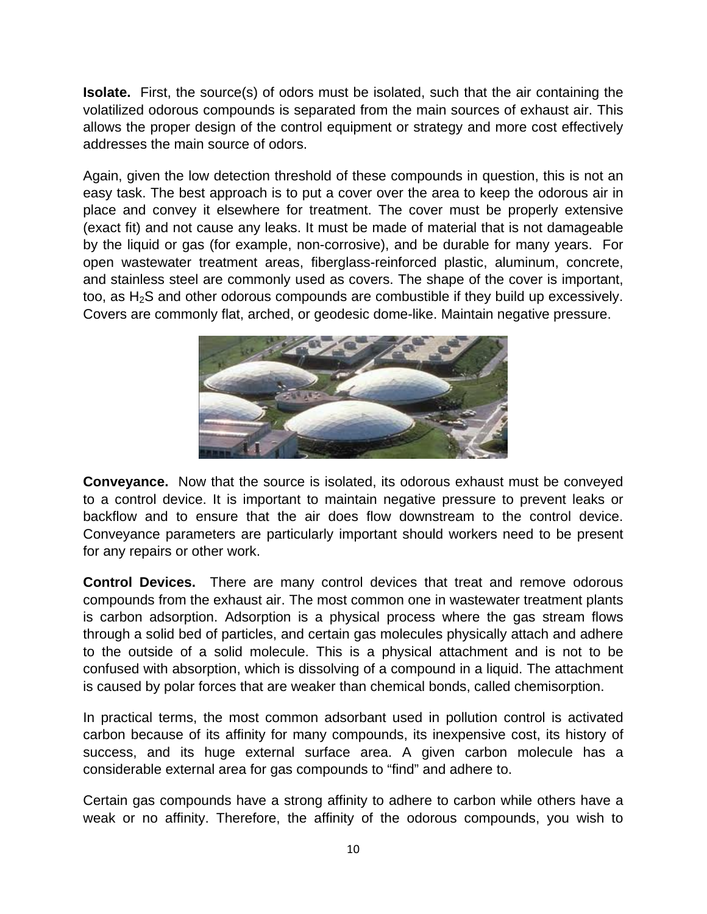**Isolate.** First, the source(s) of odors must be isolated, such that the air containing the volatilized odorous compounds is separated from the main sources of exhaust air. This allows the proper design of the control equipment or strategy and more cost effectively addresses the main source of odors.

Again, given the low detection threshold of these compounds in question, this is not an easy task. The best approach is to put a cover over the area to keep the odorous air in place and convey it elsewhere for treatment. The cover must be properly extensive (exact fit) and not cause any leaks. It must be made of material that is not damageable by the liquid or gas (for example, non-corrosive), and be durable for many years. For open wastewater treatment areas, fiberglass-reinforced plastic, aluminum, concrete, and stainless steel are commonly used as covers. The shape of the cover is important, too, as $H_2S$ and other odorous compounds are combustible if they build up excessively. Covers are commonly flat, arched, or geodesic dome-like. Maintain negative pressure.

**Conveyance.** Now that the source is isolated, its odorous exhaust must be conveyed to a control device. It is important to maintain negative pressure to prevent leaks or backflow and to ensure that the air does flow downstream to the control device. Conveyance parameters are particularly important should workers need to be present for any repairs or other work.

**Control Devices.** There are many control devices that treat and remove odorous compounds from the exhaust air. The most common one in wastewater treatment plants is carbon adsorption. Adsorption is a physical process where the gas stream flows through a solid bed of particles, and certain gas molecules physically attach and adhere to the outside of a solid molecule. This is a physical attachment and is not to be confused with absorption, which is dissolving of a compound in a liquid. The attachment is caused by polar forces that are weaker than chemical bonds, called chemisorption.

In practical terms, the most common adsorbant used in pollution control is activated carbon because of its affinity for many compounds, its inexpensive cost, its history of success, and its huge external surface area. A given carbon molecule has a considerable external area for gas compounds to "find" and adhere to.

Certain gas compounds have a strong affinity to adhere to carbon while others have a weak or no affinity. Therefore, the affinity of the odorous compounds, you wish to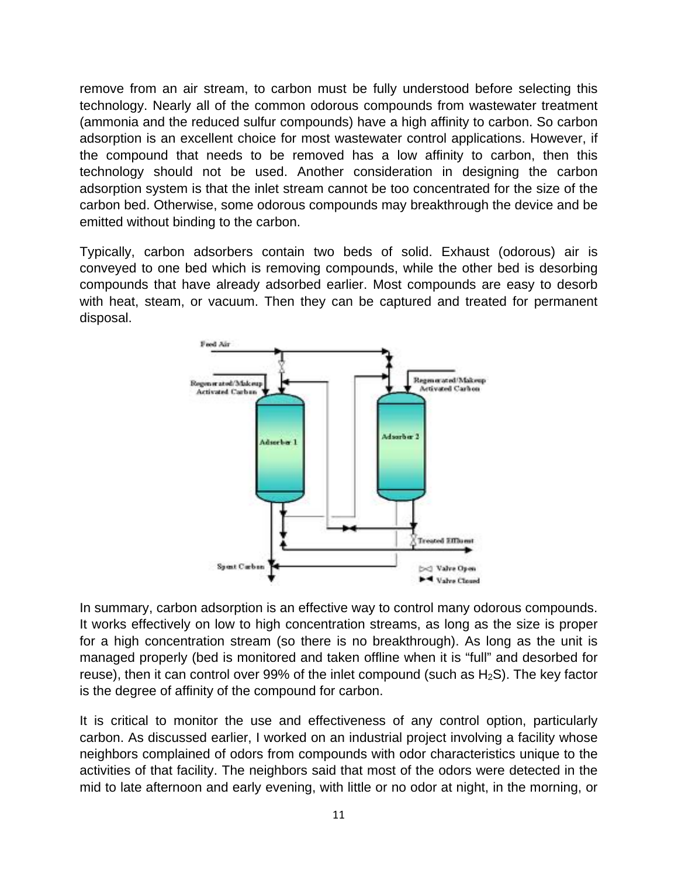remove from an air stream, to carbon must be fully understood before selecting this technology. Nearly all of the common odorous compounds from wastewater treatment (ammonia and the reduced sulfur compounds) have a high affinity to carbon. So carbon adsorption is an excellent choice for most wastewater control applications. However, if the compound that needs to be removed has a low affinity to carbon, then this technology should not be used. Another consideration in designing the carbon adsorption system is that the inlet stream cannot be too concentrated for the size of the carbon bed. Otherwise, some odorous compounds may breakthrough the device and be emitted without binding to the carbon.

Typically, carbon adsorbers contain two beds of solid. Exhaust (odorous) air is conveyed to one bed which is removing compounds, while the other bed is desorbing compounds that have already adsorbed earlier. Most compounds are easy to desorb with heat, steam, or vacuum. Then they can be captured and treated for permanent disposal.

In summary, carbon adsorption is an effective way to control many odorous compounds. It works effectively on low to high concentration streams, as long as the size is proper for a high concentration stream (so there is no breakthrough). As long as the unit is managed properly (bed is monitored and taken offline when it is "full" and desorbed for reuse), then it can control over 99% of the inlet compound (such as $H_2S$). The key factor is the degree of affinity of the compound for carbon.

It is critical to monitor the use and effectiveness of any control option, particularly carbon. As discussed earlier, I worked on an industrial project involving a facility whose neighbors complained of odors from compounds with odor characteristics unique to the activities of that facility. The neighbors said that most of the odors were detected in the mid to late afternoon and early evening, with little or no odor at night, in the morning, or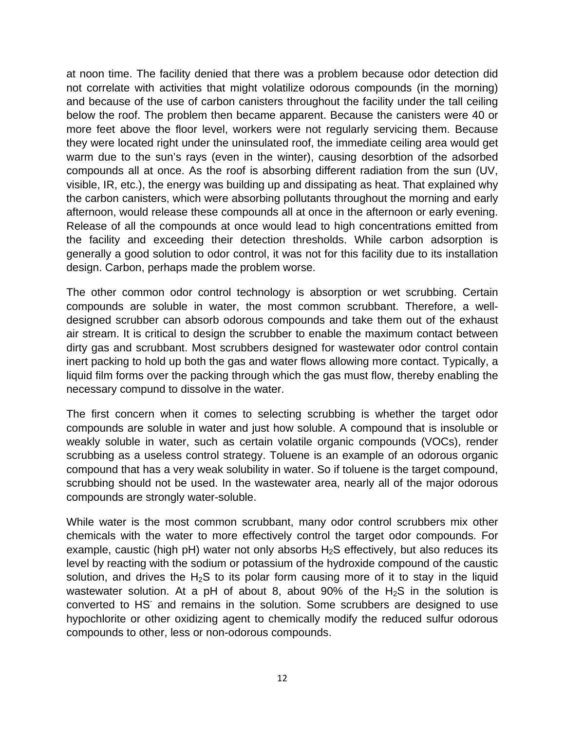at noon time. The facility denied that there was a problem because odor detection did not correlate with activities that might volatilize odorous compounds (in the morning) and because of the use of carbon canisters throughout the facility under the tall ceiling below the roof. The problem then became apparent. Because the canisters were 40 or more feet above the floor level, workers were not regularly servicing them. Because they were located right under the uninsulated roof, the immediate ceiling area would get warm due to the sun's rays (even in the winter), causing desorbtion of the adsorbed compounds all at once. As the roof is absorbing different radiation from the sun (UV, visible, IR, etc.), the energy was building up and dissipating as heat. That explained why the carbon canisters, which were absorbing pollutants throughout the morning and early afternoon, would release these compounds all at once in the afternoon or early evening. Release of all the compounds at once would lead to high concentrations emitted from the facility and exceeding their detection thresholds. While carbon adsorption is generally a good solution to odor control, it was not for this facility due to its installation design. Carbon, perhaps made the problem worse.

The other common odor control technology is absorption or wet scrubbing. Certain compounds are soluble in water, the most common scrubbant. Therefore, a well-designed scrubber can absorb odorous compounds and take them out of the exhaust air stream. It is critical to design the scrubber to enable the maximum contact between dirty gas and scrubbant. Most scrubbers designed for wastewater odor control contain inert packing to hold up both the gas and water flows allowing more contact. Typically, a liquid film forms over the packing through which the gas must flow, thereby enabling the necessary compund to dissolve in the water.

The first concern when it comes to selecting scrubbing is whether the target odor compounds are soluble in water and just how soluble. A compound that is insoluble or weakly soluble in water, such as certain volatile organic compounds (VOCs), render scrubbing as a useless control strategy. Toluene is an example of an odorous organic compound that has a very weak solubility in water. So if toluene is the target compound, scrubbing should not be used. In the wastewater area, nearly all of the major odorous compounds are strongly water-soluble.

While water is the most common scrubbant, many odor control scrubbers mix other chemicals with the water to more effectively control the target odor compounds. For example, caustic (high pH) water not only absorbs $H_2S$ effectively, but also reduces its level by reacting with the sodium or potassium of the hydroxide compound of the caustic solution, and drives the $H_2S$ to its polar form causing more of it to stay in the liquid wastewater solution. At a pH of about 8, about 90% of the $H_2S$ in the solution is converted to $HS^-$ and remains in the solution. Some scrubbers are designed to use hypochlorite or other oxidizing agent to chemically modify the reduced sulfur odorous compounds to other, less or non-odorous compounds.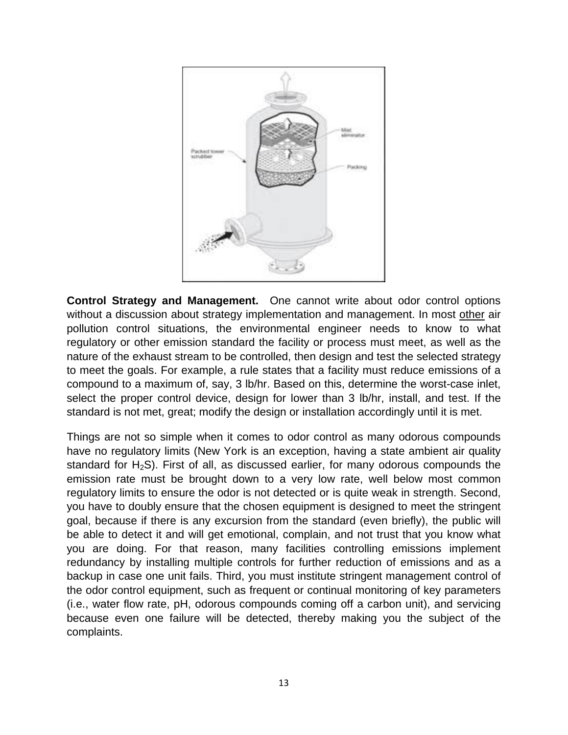**Control Strategy and Management.** One cannot write about odor control options without a discussion about strategy implementation and management. In most other air pollution control situations, the environmental engineer needs to know to what regulatory or other emission standard the facility or process must meet, as well as the nature of the exhaust stream to be controlled, then design and test the selected strategy to meet the goals. For example, a rule states that a facility must reduce emissions of a compound to a maximum of, say, 3 lb/hr. Based on this, determine the worst-case inlet, select the proper control device, design for lower than 3 lb/hr, install, and test. If the standard is not met, great; modify the design or installation accordingly until it is met.

Things are not so simple when it comes to odor control as many odorous compounds have no regulatory limits (New York is an exception, having a state ambient air quality standard for $H_2S$). First of all, as discussed earlier, for many odorous compounds the emission rate must be brought down to a very low rate, well below most common regulatory limits to ensure the odor is not detected or is quite weak in strength. Second, you have to doubly ensure that the chosen equipment is designed to meet the stringent goal, because if there is any excursion from the standard (even briefly), the public will be able to detect it and will get emotional, complain, and not trust that you know what you are doing. For that reason, many facilities controlling emissions implement redundancy by installing multiple controls for further reduction of emissions and as a backup in case one unit fails. Third, you must institute stringent management control of the odor control equipment, such as frequent or continual monitoring of key parameters (i.e., water flow rate, pH, odorous compounds coming off a carbon unit), and servicing because even one failure will be detected, thereby making you the subject of the complaints.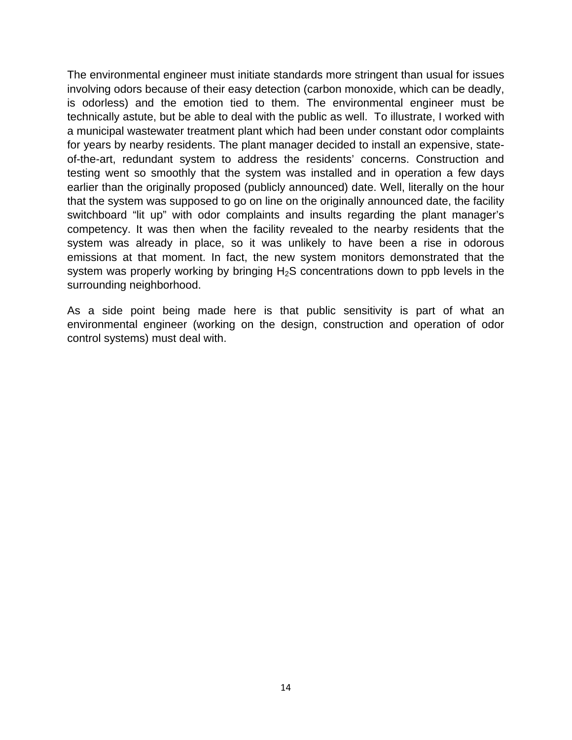The environmental engineer must initiate standards more stringent than usual for issues involving odors because of their easy detection (carbon monoxide, which can be deadly, is odorless) and the emotion tied to them. The environmental engineer must be technically astute, but be able to deal with the public as well. To illustrate, I worked with a municipal wastewater treatment plant which had been under constant odor complaints for years by nearby residents. The plant manager decided to install an expensive, state-of-the-art, redundant system to address the residents' concerns. Construction and testing went so smoothly that the system was installed and in operation a few days earlier than the originally proposed (publicly announced) date. Well, literally on the hour that the system was supposed to go on line on the originally announced date, the facility switchboard "lit up" with odor complaints and insults regarding the plant manager's competency. It was then when the facility revealed to the nearby residents that the system was already in place, so it was unlikely to have been a rise in odorous emissions at that moment. In fact, the new system monitors demonstrated that the system was properly working by bringing $H_2S$ concentrations down to ppb levels in the surrounding neighborhood.

As a side point being made here is that public sensitivity is part of what an environmental engineer (working on the design, construction and operation of odor control systems) must deal with.